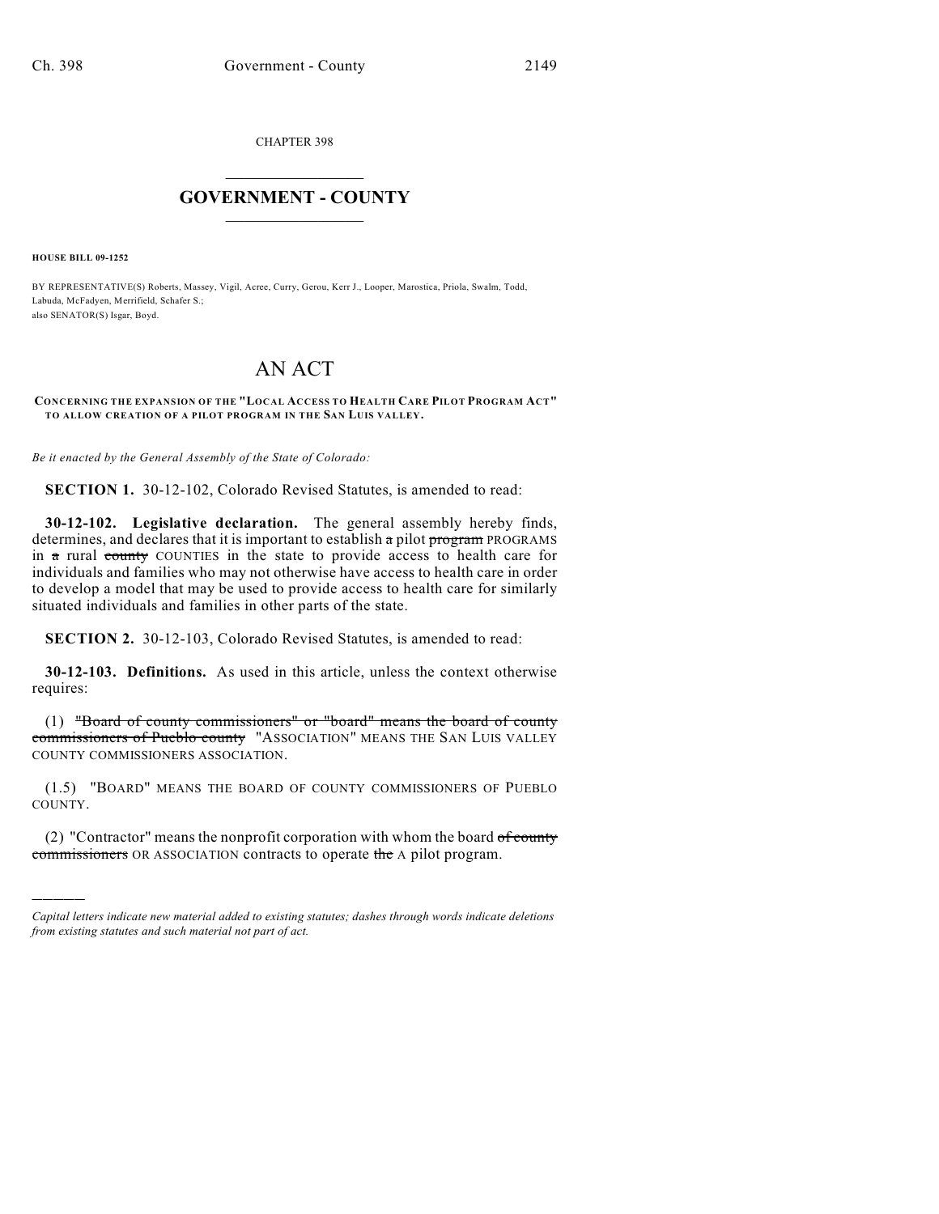CHAPTER 398

# GOVERNMENT - COUNTY

**HOUSE BILL 09-1252**

BY REPRESENTATIVE(S) Roberts, Massey, Vigil, Acree, Curry, Gerou, Kerr J., Looper, Marostica, Priola, Swalm, Todd, Labuda, McFadyen, Merrifield, Schafer S.;
also SENATOR(S) Isgar, Boyd.

# AN ACT

**CONCERNING THE EXPANSION OF THE "LOCAL ACCESS TO HEALTH CARE PILOT PROGRAM ACT" TO ALLOW CREATION OF A PILOT PROGRAM IN THE SAN LUIS VALLEY.**

*Be it enacted by the General Assembly of the State of Colorado:*

**SECTION 1.** 30-12-102, Colorado Revised Statutes, is amended to read:

**30-12-102. Legislative declaration.** The general assembly hereby finds, determines, and declares that it is important to establish ~~a~~ pilot ~~program~~ PROGRAMS in ~~a~~ rural ~~county~~ COUNTIES in the state to provide access to health care for individuals and families who may not otherwise have access to health care in order to develop a model that may be used to provide access to health care for similarly situated individuals and families in other parts of the state.

**SECTION 2.** 30-12-103, Colorado Revised Statutes, is amended to read:

**30-12-103. Definitions.** As used in this article, unless the context otherwise requires:

(1) ~~"Board of county commissioners" or "board" means the board of county commissioners of Pueblo county~~ "ASSOCIATION" MEANS THE SAN LUIS VALLEY COUNTY COMMISSIONERS ASSOCIATION.

(1.5) "BOARD" MEANS THE BOARD OF COUNTY COMMISSIONERS OF PUEBLO COUNTY.

(2) "Contractor" means the nonprofit corporation with whom the board ~~of county commissioners~~ OR ASSOCIATION contracts to operate ~~the~~ A pilot program.

---

*Capital letters indicate new material added to existing statutes; dashes through words indicate deletions from existing statutes and such material not part of act.*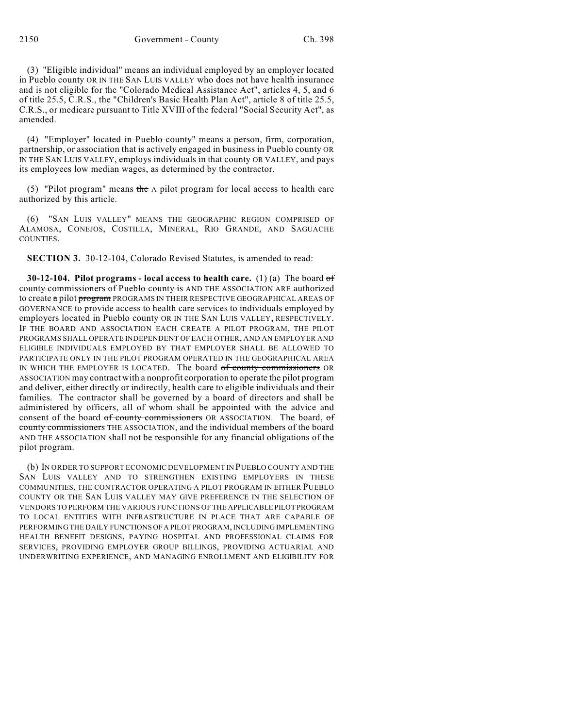(3) "Eligible individual" means an individual employed by an employer located in Pueblo county OR IN THE SAN LUIS VALLEY who does not have health insurance and is not eligible for the "Colorado Medical Assistance Act", articles 4, 5, and 6 of title 25.5, C.R.S., the "Children's Basic Health Plan Act", article 8 of title 25.5, C.R.S., or medicare pursuant to Title XVIII of the federal "Social Security Act", as amended.

(4) "Employer" ~~located in Pueblo county"~~ means a person, firm, corporation, partnership, or association that is actively engaged in business in Pueblo county OR IN THE SAN LUIS VALLEY, employs individuals in that county OR VALLEY, and pays its employees low median wages, as determined by the contractor.

(5) "Pilot program" means ~~the~~ A pilot program for local access to health care authorized by this article.

(6) "SAN LUIS VALLEY" MEANS THE GEOGRAPHIC REGION COMPRISED OF ALAMOSA, CONEJOS, COSTILLA, MINERAL, RIO GRANDE, AND SAGUACHE COUNTIES.

**SECTION 3.** 30-12-104, Colorado Revised Statutes, is amended to read:

**30-12-104. Pilot programs - local access to health care.** (1) (a) The board ~~of county commissioners of Pueblo county is~~ AND THE ASSOCIATION ARE authorized to create ~~a~~ pilot ~~program~~ PROGRAMS IN THEIR RESPECTIVE GEOGRAPHICAL AREAS OF GOVERNANCE to provide access to health care services to individuals employed by employers located in Pueblo county OR IN THE SAN LUIS VALLEY, RESPECTIVELY. IF THE BOARD AND ASSOCIATION EACH CREATE A PILOT PROGRAM, THE PILOT PROGRAMS SHALL OPERATE INDEPENDENT OF EACH OTHER, AND AN EMPLOYER AND ELIGIBLE INDIVIDUALS EMPLOYED BY THAT EMPLOYER SHALL BE ALLOWED TO PARTICIPATE ONLY IN THE PILOT PROGRAM OPERATED IN THE GEOGRAPHICAL AREA IN WHICH THE EMPLOYER IS LOCATED. The board ~~of county commissioners~~ OR ASSOCIATION may contract with a nonprofit corporation to operate the pilot program and deliver, either directly or indirectly, health care to eligible individuals and their families. The contractor shall be governed by a board of directors and shall be administered by officers, all of whom shall be appointed with the advice and consent of the board ~~of county commissioners~~ OR ASSOCIATION. The board, ~~of county commissioners~~ THE ASSOCIATION, and the individual members of the board AND THE ASSOCIATION shall not be responsible for any financial obligations of the pilot program.

(b) IN ORDER TO SUPPORT ECONOMIC DEVELOPMENT IN PUEBLO COUNTY AND THE SAN LUIS VALLEY AND TO STRENGTHEN EXISTING EMPLOYERS IN THESE COMMUNITIES, THE CONTRACTOR OPERATING A PILOT PROGRAM IN EITHER PUEBLO COUNTY OR THE SAN LUIS VALLEY MAY GIVE PREFERENCE IN THE SELECTION OF VENDORS TO PERFORM THE VARIOUS FUNCTIONS OF THE APPLICABLE PILOT PROGRAM TO LOCAL ENTITIES WITH INFRASTRUCTURE IN PLACE THAT ARE CAPABLE OF PERFORMING THE DAILY FUNCTIONS OF A PILOT PROGRAM, INCLUDING IMPLEMENTING HEALTH BENEFIT DESIGNS, PAYING HOSPITAL AND PROFESSIONAL CLAIMS FOR SERVICES, PROVIDING EMPLOYER GROUP BILLINGS, PROVIDING ACTUARIAL AND UNDERWRITING EXPERIENCE, AND MANAGING ENROLLMENT AND ELIGIBILITY FOR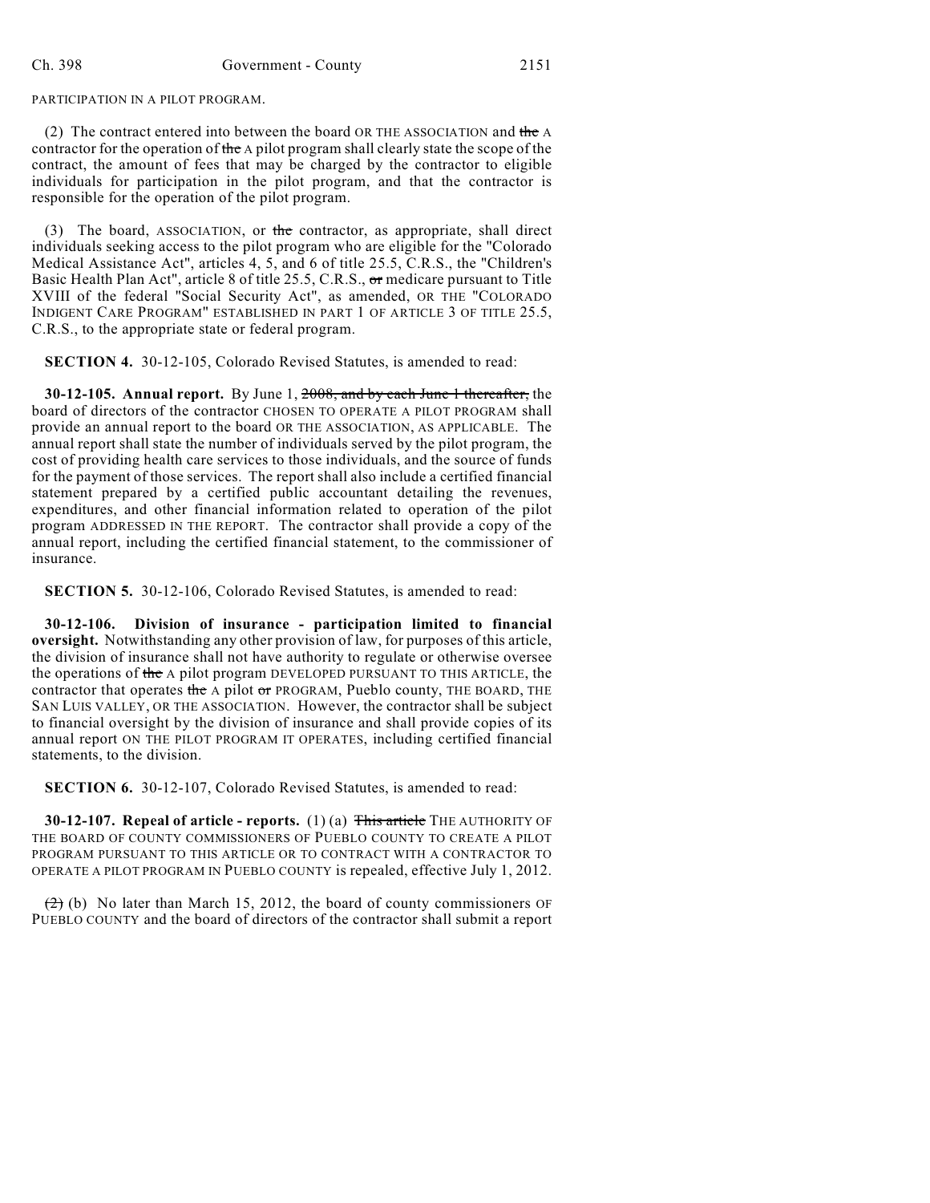PARTICIPATION IN A PILOT PROGRAM.

(2) The contract entered into between the board OR THE ASSOCIATION and ~~the~~ A contractor for the operation of ~~the~~ A pilot program shall clearly state the scope of the contract, the amount of fees that may be charged by the contractor to eligible individuals for participation in the pilot program, and that the contractor is responsible for the operation of the pilot program.

(3) The board, ASSOCIATION, or ~~the~~ contractor, as appropriate, shall direct individuals seeking access to the pilot program who are eligible for the "Colorado Medical Assistance Act", articles 4, 5, and 6 of title 25.5, C.R.S., the "Children's Basic Health Plan Act", article 8 of title 25.5, C.R.S., ~~or~~ medicare pursuant to Title XVIII of the federal "Social Security Act", as amended, OR THE "COLORADO INDIGENT CARE PROGRAM" ESTABLISHED IN PART 1 OF ARTICLE 3 OF TITLE 25.5, C.R.S., to the appropriate state or federal program.

**SECTION 4.** 30-12-105, Colorado Revised Statutes, is amended to read:

**30-12-105. Annual report.** By June 1, ~~2008, and by each June 1 thereafter,~~ the board of directors of the contractor CHOSEN TO OPERATE A PILOT PROGRAM shall provide an annual report to the board OR THE ASSOCIATION, AS APPLICABLE. The annual report shall state the number of individuals served by the pilot program, the cost of providing health care services to those individuals, and the source of funds for the payment of those services. The report shall also include a certified financial statement prepared by a certified public accountant detailing the revenues, expenditures, and other financial information related to operation of the pilot program ADDRESSED IN THE REPORT. The contractor shall provide a copy of the annual report, including the certified financial statement, to the commissioner of insurance.

**SECTION 5.** 30-12-106, Colorado Revised Statutes, is amended to read:

**30-12-106. Division of insurance - participation limited to financial oversight.** Notwithstanding any other provision of law, for purposes of this article, the division of insurance shall not have authority to regulate or otherwise oversee the operations of ~~the~~ A pilot program DEVELOPED PURSUANT TO THIS ARTICLE, the contractor that operates ~~the~~ A pilot ~~or~~ PROGRAM, Pueblo county, THE BOARD, THE SAN LUIS VALLEY, OR THE ASSOCIATION. However, the contractor shall be subject to financial oversight by the division of insurance and shall provide copies of its annual report ON THE PILOT PROGRAM IT OPERATES, including certified financial statements, to the division.

**SECTION 6.** 30-12-107, Colorado Revised Statutes, is amended to read:

**30-12-107. Repeal of article - reports.** (1) (a) ~~This article~~ THE AUTHORITY OF THE BOARD OF COUNTY COMMISSIONERS OF PUEBLO COUNTY TO CREATE A PILOT PROGRAM PURSUANT TO THIS ARTICLE OR TO CONTRACT WITH A CONTRACTOR TO OPERATE A PILOT PROGRAM IN PUEBLO COUNTY is repealed, effective July 1, 2012.

~~(2)~~ (b) No later than March 15, 2012, the board of county commissioners OF PUEBLO COUNTY and the board of directors of the contractor shall submit a report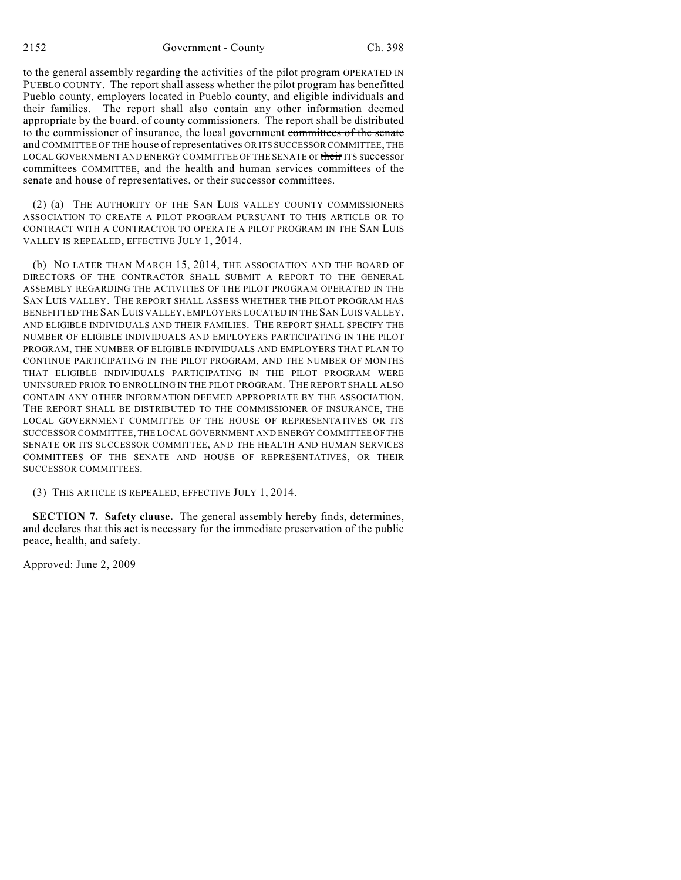to the general assembly regarding the activities of the pilot program OPERATED IN PUEBLO COUNTY. The report shall assess whether the pilot program has benefitted Pueblo county, employers located in Pueblo county, and eligible individuals and their families. The report shall also contain any other information deemed appropriate by the board. ~~of county commissioners.~~ The report shall be distributed to the commissioner of insurance, the local government ~~committees of the senate and~~ COMMITTEE OF THE house of representatives OR ITS SUCCESSOR COMMITTEE, THE LOCAL GOVERNMENT AND ENERGY COMMITTEE OF THE SENATE or ~~their~~ ITS successor ~~committees~~ COMMITTEE, and the health and human services committees of the senate and house of representatives, or their successor committees.

(2) (a) THE AUTHORITY OF THE SAN LUIS VALLEY COUNTY COMMISSIONERS ASSOCIATION TO CREATE A PILOT PROGRAM PURSUANT TO THIS ARTICLE OR TO CONTRACT WITH A CONTRACTOR TO OPERATE A PILOT PROGRAM IN THE SAN LUIS VALLEY IS REPEALED, EFFECTIVE JULY 1, 2014.

(b) NO LATER THAN MARCH 15, 2014, THE ASSOCIATION AND THE BOARD OF DIRECTORS OF THE CONTRACTOR SHALL SUBMIT A REPORT TO THE GENERAL ASSEMBLY REGARDING THE ACTIVITIES OF THE PILOT PROGRAM OPERATED IN THE SAN LUIS VALLEY. THE REPORT SHALL ASSESS WHETHER THE PILOT PROGRAM HAS BENEFITTED THE SAN LUIS VALLEY, EMPLOYERS LOCATED IN THE SAN LUIS VALLEY, AND ELIGIBLE INDIVIDUALS AND THEIR FAMILIES. THE REPORT SHALL SPECIFY THE NUMBER OF ELIGIBLE INDIVIDUALS AND EMPLOYERS PARTICIPATING IN THE PILOT PROGRAM, THE NUMBER OF ELIGIBLE INDIVIDUALS AND EMPLOYERS THAT PLAN TO CONTINUE PARTICIPATING IN THE PILOT PROGRAM, AND THE NUMBER OF MONTHS THAT ELIGIBLE INDIVIDUALS PARTICIPATING IN THE PILOT PROGRAM WERE UNINSURED PRIOR TO ENROLLING IN THE PILOT PROGRAM. THE REPORT SHALL ALSO CONTAIN ANY OTHER INFORMATION DEEMED APPROPRIATE BY THE ASSOCIATION. THE REPORT SHALL BE DISTRIBUTED TO THE COMMISSIONER OF INSURANCE, THE LOCAL GOVERNMENT COMMITTEE OF THE HOUSE OF REPRESENTATIVES OR ITS SUCCESSOR COMMITTEE, THE LOCAL GOVERNMENT AND ENERGY COMMITTEE OF THE SENATE OR ITS SUCCESSOR COMMITTEE, AND THE HEALTH AND HUMAN SERVICES COMMITTEES OF THE SENATE AND HOUSE OF REPRESENTATIVES, OR THEIR SUCCESSOR COMMITTEES.

(3) THIS ARTICLE IS REPEALED, EFFECTIVE JULY 1, 2014.

**SECTION 7. Safety clause.** The general assembly hereby finds, determines, and declares that this act is necessary for the immediate preservation of the public peace, health, and safety.

Approved: June 2, 2009